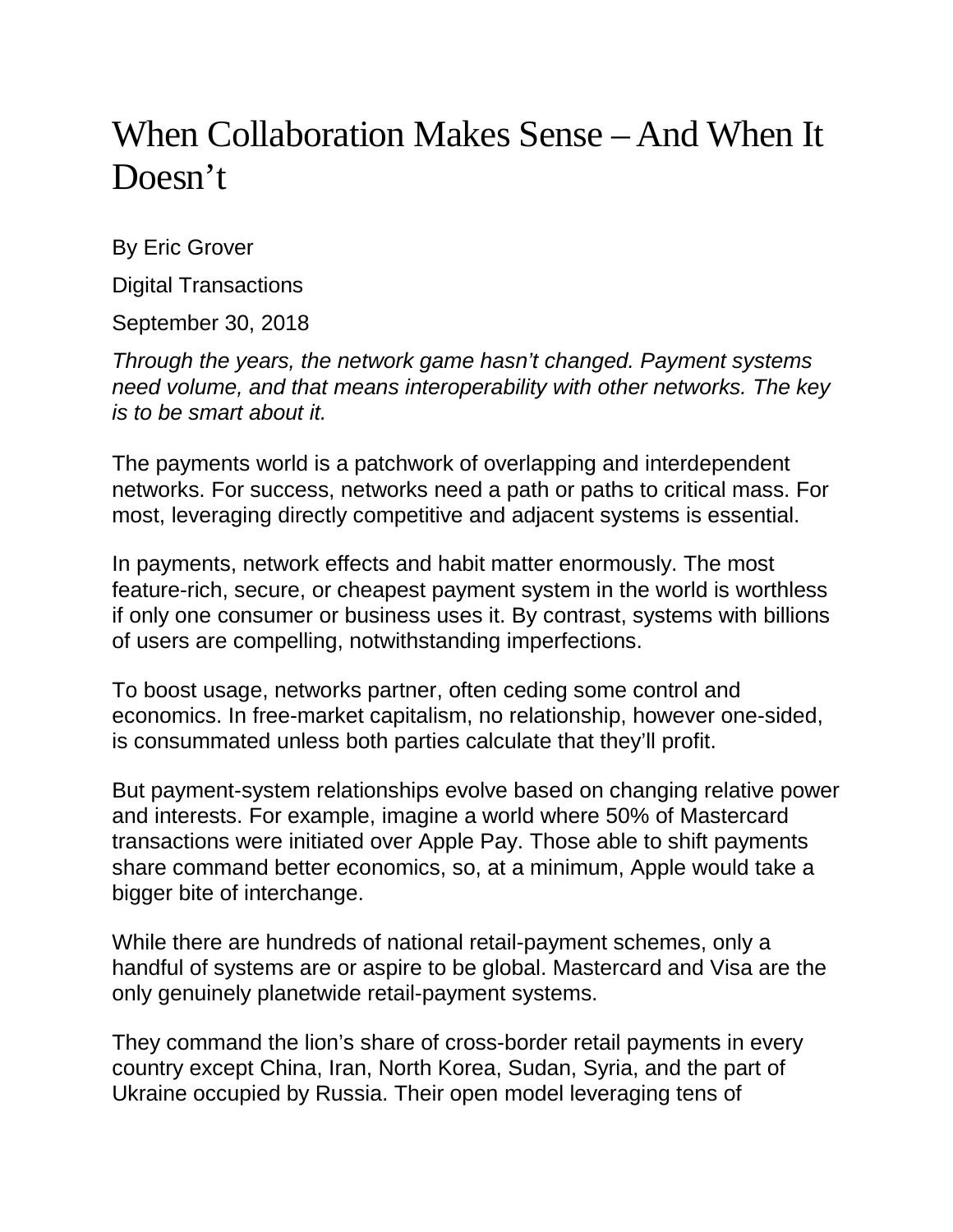# When Collaboration Makes Sense – And When It Doesn't

By Eric Grover

Digital Transactions

September 30, 2018

*Through the years, the network game hasn't changed. Payment systems need volume, and that means interoperability with other networks. The key is to be smart about it.*

The payments world is a patchwork of overlapping and interdependent networks. For success, networks need a path or paths to critical mass. For most, leveraging directly competitive and adjacent systems is essential.

In payments, network effects and habit matter enormously. The most feature-rich, secure, or cheapest payment system in the world is worthless if only one consumer or business uses it. By contrast, systems with billions of users are compelling, notwithstanding imperfections.

To boost usage, networks partner, often ceding some control and economics. In free-market capitalism, no relationship, however one-sided, is consummated unless both parties calculate that they'll profit.

But payment-system relationships evolve based on changing relative power and interests. For example, imagine a world where 50% of Mastercard transactions were initiated over Apple Pay. Those able to shift payments share command better economics, so, at a minimum, Apple would take a bigger bite of interchange.

While there are hundreds of national retail-payment schemes, only a handful of systems are or aspire to be global. Mastercard and Visa are the only genuinely planetwide retail-payment systems.

They command the lion's share of cross-border retail payments in every country except China, Iran, North Korea, Sudan, Syria, and the part of Ukraine occupied by Russia. Their open model leveraging tens of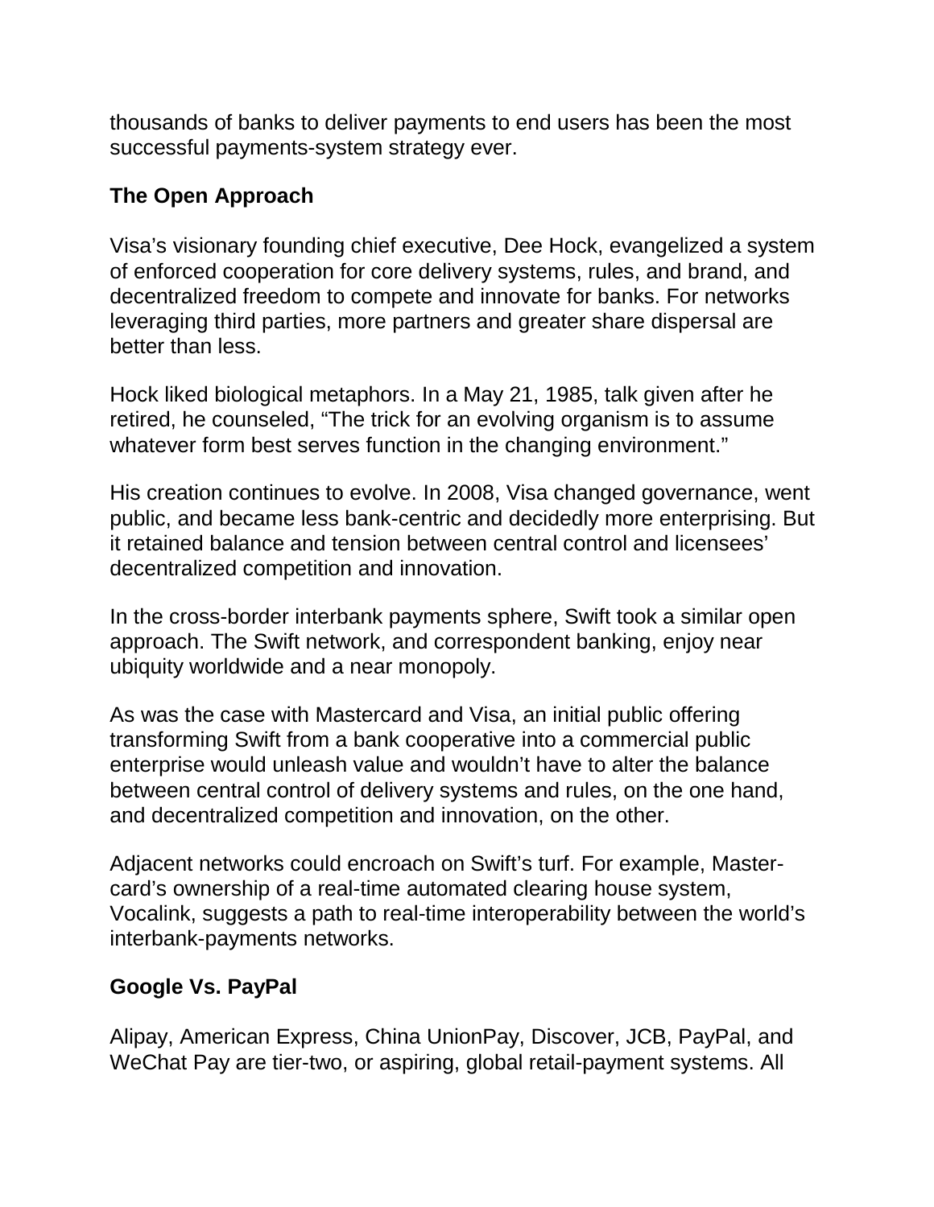thousands of banks to deliver payments to end users has been the most successful payments-system strategy ever.

## The Open Approach

Visa's visionary founding chief executive, Dee Hock, evangelized a system of enforced cooperation for core delivery systems, rules, and brand, and decentralized freedom to compete and innovate for banks. For networks leveraging third parties, more partners and greater share dispersal are better than less.

Hock liked biological metaphors. In a May 21, 1985, talk given after he retired, he counseled, "The trick for an evolving organism is to assume whatever form best serves function in the changing environment."

His creation continues to evolve. In 2008, Visa changed governance, went public, and became less bank-centric and decidedly more enterprising. But it retained balance and tension between central control and licensees' decentralized competition and innovation.

In the cross-border interbank payments sphere, Swift took a similar open approach. The Swift network, and correspondent banking, enjoy near ubiquity worldwide and a near monopoly.

As was the case with Mastercard and Visa, an initial public offering transforming Swift from a bank cooperative into a commercial public enterprise would unleash value and wouldn't have to alter the balance between central control of delivery systems and rules, on the one hand, and decentralized competition and innovation, on the other.

Adjacent networks could encroach on Swift's turf. For example, Mastercard's ownership of a real-time automated clearing house system, Vocalink, suggests a path to real-time interoperability between the world's interbank-payments networks.

## Google Vs. PayPal

Alipay, American Express, China UnionPay, Discover, JCB, PayPal, and WeChat Pay are tier-two, or aspiring, global retail-payment systems. All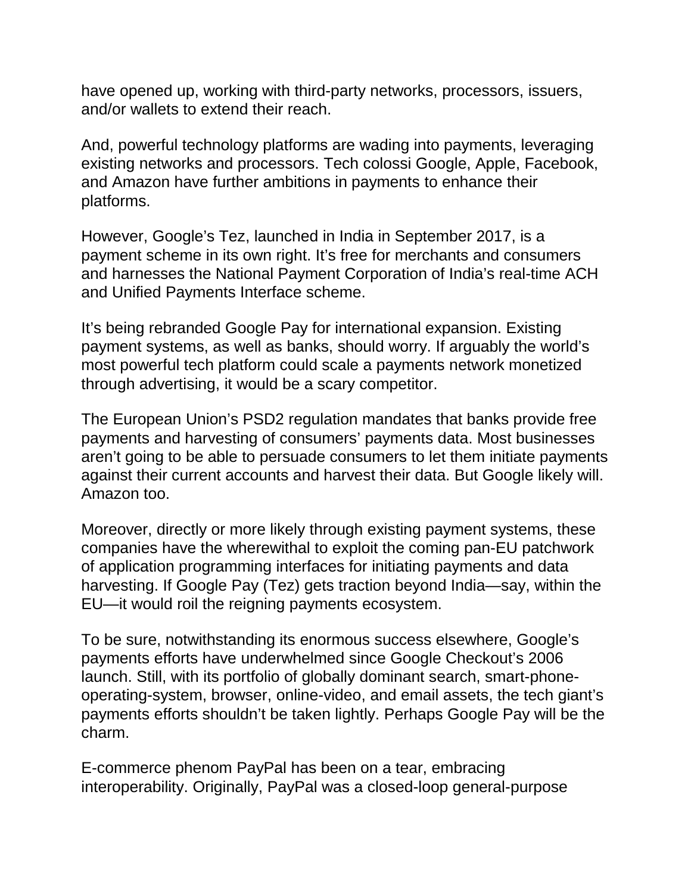have opened up, working with third-party networks, processors, issuers, and/or wallets to extend their reach.

And, powerful technology platforms are wading into payments, leveraging existing networks and processors. Tech colossi Google, Apple, Facebook, and Amazon have further ambitions in payments to enhance their platforms.

However, Google's Tez, launched in India in September 2017, is a payment scheme in its own right. It's free for merchants and consumers and harnesses the National Payment Corporation of India's real-time ACH and Unified Payments Interface scheme.

It's being rebranded Google Pay for international expansion. Existing payment systems, as well as banks, should worry. If arguably the world's most powerful tech platform could scale a payments network monetized through advertising, it would be a scary competitor.

The European Union's PSD2 regulation mandates that banks provide free payments and harvesting of consumers' payments data. Most businesses aren't going to be able to persuade consumers to let them initiate payments against their current accounts and harvest their data. But Google likely will. Amazon too.

Moreover, directly or more likely through existing payment systems, these companies have the wherewithal to exploit the coming pan-EU patchwork of application programming interfaces for initiating payments and data harvesting. If Google Pay (Tez) gets traction beyond India—say, within the EU—it would roil the reigning payments ecosystem.

To be sure, notwithstanding its enormous success elsewhere, Google's payments efforts have underwhelmed since Google Checkout's 2006 launch. Still, with its portfolio of globally dominant search, smart-phone-operating-system, browser, online-video, and email assets, the tech giant's payments efforts shouldn't be taken lightly. Perhaps Google Pay will be the charm.

E-commerce phenom PayPal has been on a tear, embracing interoperability. Originally, PayPal was a closed-loop general-purpose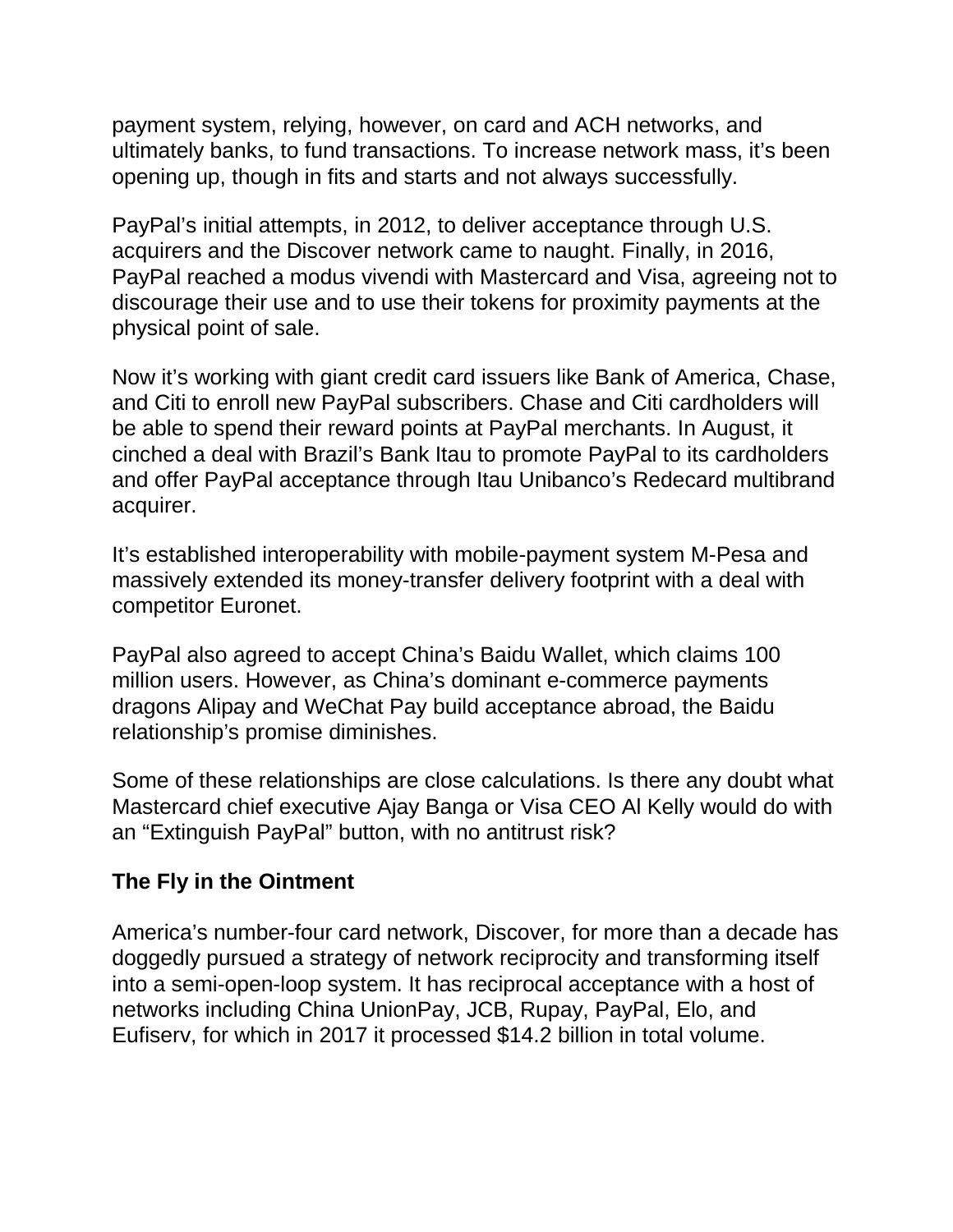payment system, relying, however, on card and ACH networks, and ultimately banks, to fund transactions. To increase network mass, it's been opening up, though in fits and starts and not always successfully.

PayPal's initial attempts, in 2012, to deliver acceptance through U.S. acquirers and the Discover network came to naught. Finally, in 2016, PayPal reached a modus vivendi with Mastercard and Visa, agreeing not to discourage their use and to use their tokens for proximity payments at the physical point of sale.

Now it's working with giant credit card issuers like Bank of America, Chase, and Citi to enroll new PayPal subscribers. Chase and Citi cardholders will be able to spend their reward points at PayPal merchants. In August, it cinched a deal with Brazil's Bank Itau to promote PayPal to its cardholders and offer PayPal acceptance through Itau Unibanco's Redecard multibrand acquirer.

It's established interoperability with mobile-payment system M-Pesa and massively extended its money-transfer delivery footprint with a deal with competitor Euronet.

PayPal also agreed to accept China's Baidu Wallet, which claims 100 million users. However, as China's dominant e-commerce payments dragons Alipay and WeChat Pay build acceptance abroad, the Baidu relationship's promise diminishes.

Some of these relationships are close calculations. Is there any doubt what Mastercard chief executive Ajay Banga or Visa CEO Al Kelly would do with an "Extinguish PayPal" button, with no antitrust risk?

## The Fly in the Ointment

America's number-four card network, Discover, for more than a decade has doggedly pursued a strategy of network reciprocity and transforming itself into a semi-open-loop system. It has reciprocal acceptance with a host of networks including China UnionPay, JCB, Rupay, PayPal, Elo, and Eufiserv, for which in 2017 it processed $14.2 billion in total volume.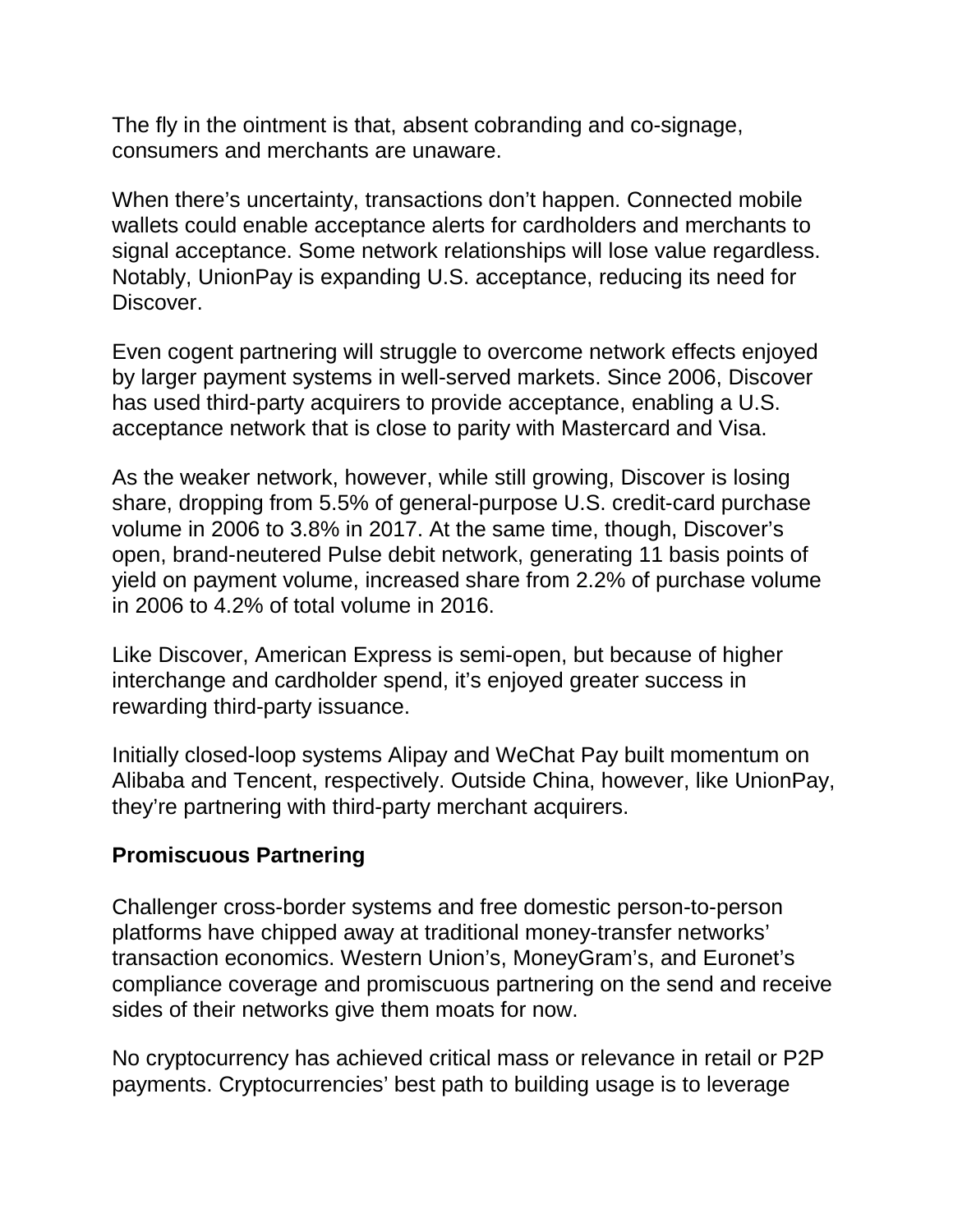The fly in the ointment is that, absent cobranding and co-signage, consumers and merchants are unaware.

When there's uncertainty, transactions don't happen. Connected mobile wallets could enable acceptance alerts for cardholders and merchants to signal acceptance. Some network relationships will lose value regardless. Notably, UnionPay is expanding U.S. acceptance, reducing its need for Discover.

Even cogent partnering will struggle to overcome network effects enjoyed by larger payment systems in well-served markets. Since 2006, Discover has used third-party acquirers to provide acceptance, enabling a U.S. acceptance network that is close to parity with Mastercard and Visa.

As the weaker network, however, while still growing, Discover is losing share, dropping from 5.5% of general-purpose U.S. credit-card purchase volume in 2006 to 3.8% in 2017. At the same time, though, Discover's open, brand-neutered Pulse debit network, generating 11 basis points of yield on payment volume, increased share from 2.2% of purchase volume in 2006 to 4.2% of total volume in 2016.

Like Discover, American Express is semi-open, but because of higher interchange and cardholder spend, it's enjoyed greater success in rewarding third-party issuance.

Initially closed-loop systems Alipay and WeChat Pay built momentum on Alibaba and Tencent, respectively. Outside China, however, like UnionPay, they're partnering with third-party merchant acquirers.

**Promiscuous Partnering**

Challenger cross-border systems and free domestic person-to-person platforms have chipped away at traditional money-transfer networks' transaction economics. Western Union's, MoneyGram's, and Euronet's compliance coverage and promiscuous partnering on the send and receive sides of their networks give them moats for now.

No cryptocurrency has achieved critical mass or relevance in retail or P2P payments. Cryptocurrencies' best path to building usage is to leverage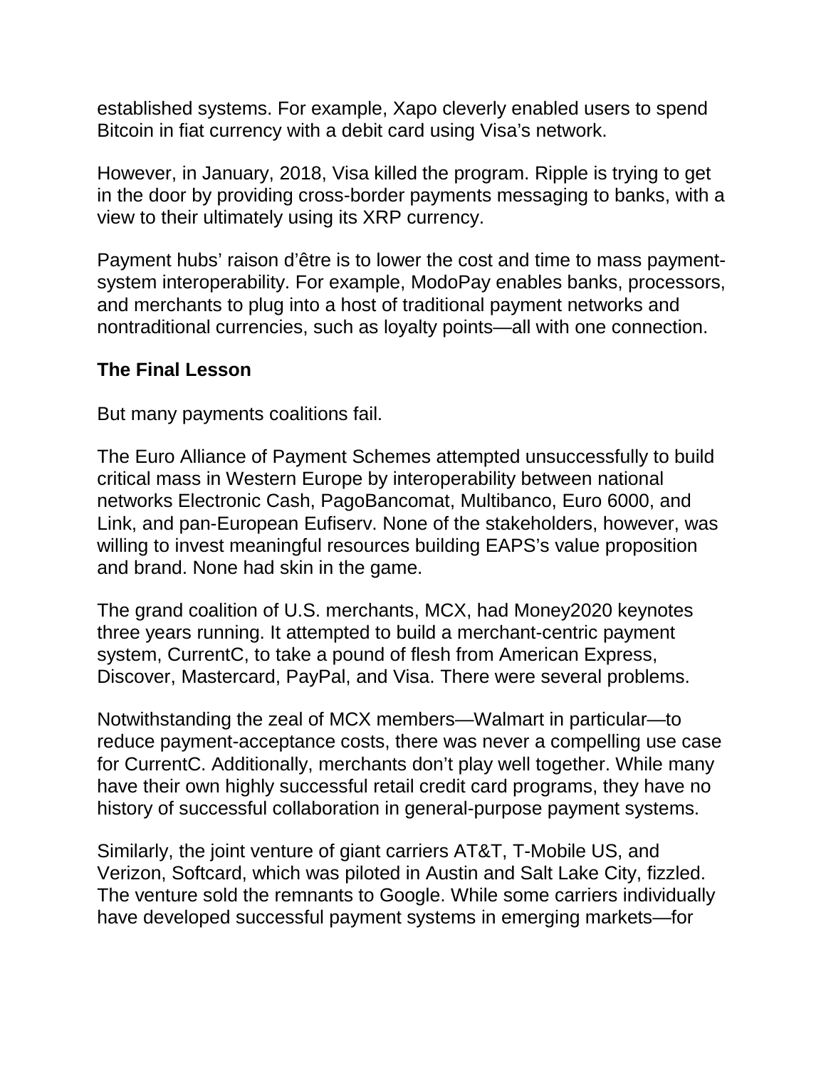established systems. For example, Xapo cleverly enabled users to spend Bitcoin in fiat currency with a debit card using Visa's network.

However, in January, 2018, Visa killed the program. Ripple is trying to get in the door by providing cross-border payments messaging to banks, with a view to their ultimately using its XRP currency.

Payment hubs' raison d'être is to lower the cost and time to mass payment-system interoperability. For example, ModoPay enables banks, processors, and merchants to plug into a host of traditional payment networks and nontraditional currencies, such as loyalty points—all with one connection.

**The Final Lesson**

But many payments coalitions fail.

The Euro Alliance of Payment Schemes attempted unsuccessfully to build critical mass in Western Europe by interoperability between national networks Electronic Cash, PagoBancomat, Multibanco, Euro 6000, and Link, and pan-European Eufiserv. None of the stakeholders, however, was willing to invest meaningful resources building EAPS's value proposition and brand. None had skin in the game.

The grand coalition of U.S. merchants, MCX, had Money2020 keynotes three years running. It attempted to build a merchant-centric payment system, CurrentC, to take a pound of flesh from American Express, Discover, Mastercard, PayPal, and Visa. There were several problems.

Notwithstanding the zeal of MCX members—Walmart in particular—to reduce payment-acceptance costs, there was never a compelling use case for CurrentC. Additionally, merchants don't play well together. While many have their own highly successful retail credit card programs, they have no history of successful collaboration in general-purpose payment systems.

Similarly, the joint venture of giant carriers AT&T, T-Mobile US, and Verizon, Softcard, which was piloted in Austin and Salt Lake City, fizzled. The venture sold the remnants to Google. While some carriers individually have developed successful payment systems in emerging markets—for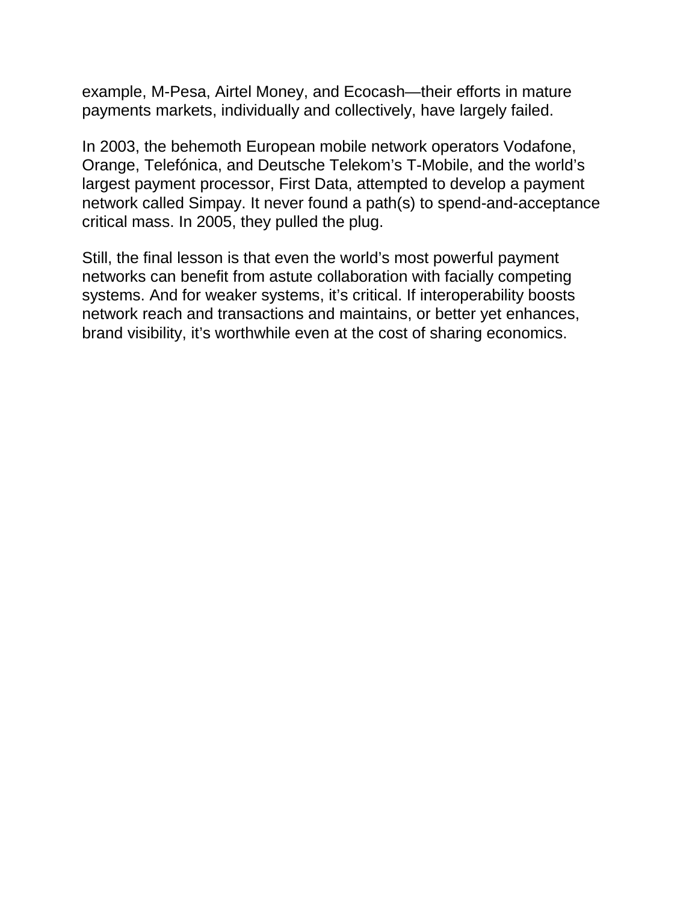example, M-Pesa, Airtel Money, and Ecocash—their efforts in mature payments markets, individually and collectively, have largely failed.

In 2003, the behemoth European mobile network operators Vodafone, Orange, Telefónica, and Deutsche Telekom's T-Mobile, and the world's largest payment processor, First Data, attempted to develop a payment network called Simpay. It never found a path(s) to spend-and-acceptance critical mass. In 2005, they pulled the plug.

Still, the final lesson is that even the world's most powerful payment networks can benefit from astute collaboration with facially competing systems. And for weaker systems, it's critical. If interoperability boosts network reach and transactions and maintains, or better yet enhances, brand visibility, it's worthwhile even at the cost of sharing economics.